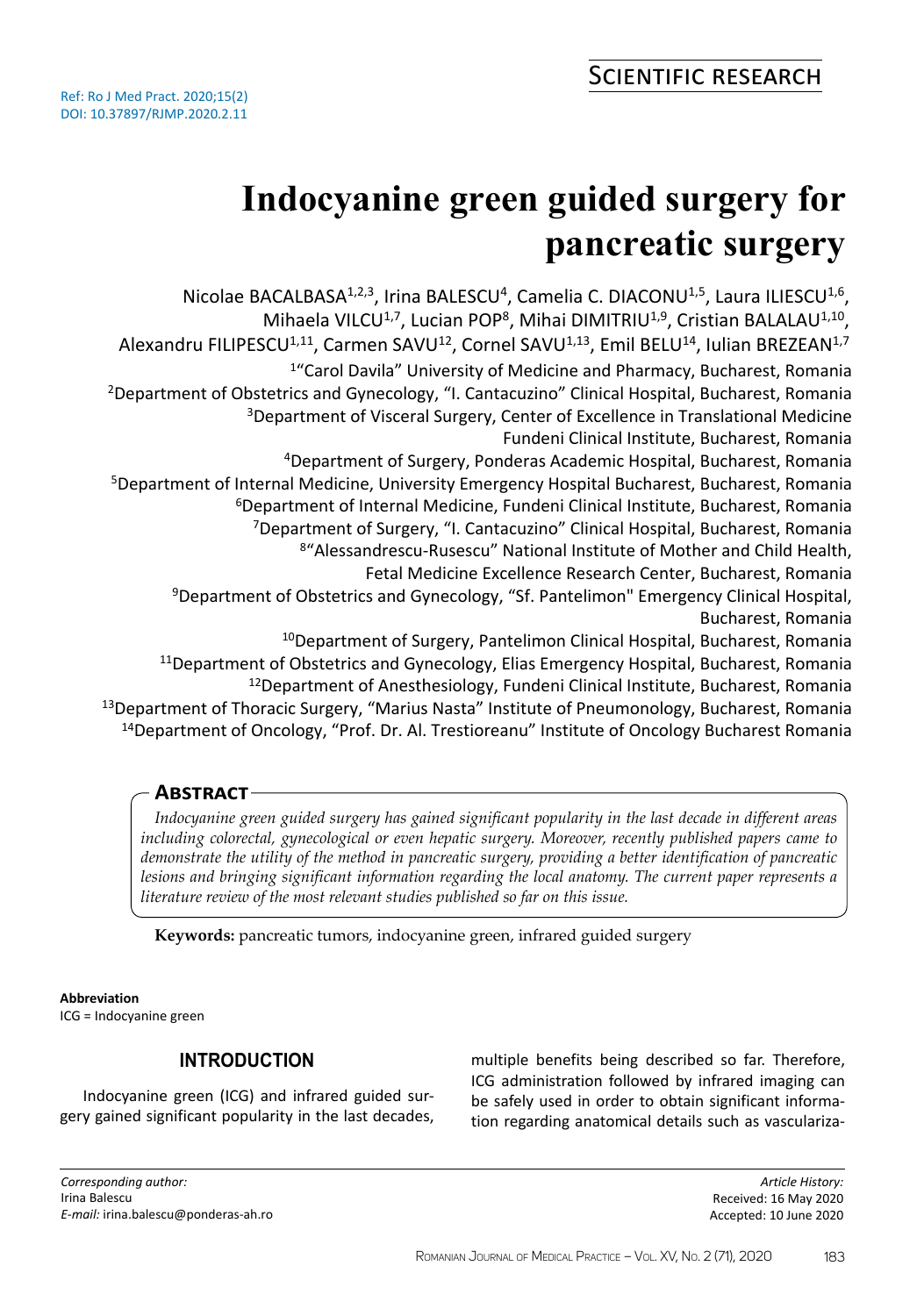Ref: Ro J Med Pract. 2020;15(2)
DOI: 10.37897/RJMP.2020.2.11

SCIENTIFIC RESEARCH

# Indocyanine green guided surgery for pancreatic surgery

Nicolae BACALBASA[1,2,3], Irina BALESCU[4], Camelia C. DIACONU[1,5], Laura ILIESCU[1,6], Mihaela VILCU[1,7], Lucian POP[8], Mihai DIMITRIU[1,9], Cristian BALALAU[1,10], Alexandru FILIPESCU[1,11], Carmen SAVU[12], Cornel SAVU[1,13], Emil BELU[14], Iulian BREZEAN[1,7]

[1]"Carol Davila" University of Medicine and Pharmacy, Bucharest, Romania
[2]Department of Obstetrics and Gynecology, "I. Cantacuzino" Clinical Hospital, Bucharest, Romania
[3]Department of Visceral Surgery, Center of Excellence in Translational Medicine Fundeni Clinical Institute, Bucharest, Romania
[4]Department of Surgery, Ponderas Academic Hospital, Bucharest, Romania
[5]Department of Internal Medicine, University Emergency Hospital Bucharest, Bucharest, Romania
[6]Department of Internal Medicine, Fundeni Clinical Institute, Bucharest, Romania
[7]Department of Surgery, "I. Cantacuzino" Clinical Hospital, Bucharest, Romania
[8]"Alessandrescu-Rusescu" National Institute of Mother and Child Health, Fetal Medicine Excellence Research Center, Bucharest, Romania
[9]Department of Obstetrics and Gynecology, "Sf. Pantelimon" Emergency Clinical Hospital, Bucharest, Romania
[10]Department of Surgery, Pantelimon Clinical Hospital, Bucharest, Romania
[11]Department of Obstetrics and Gynecology, Elias Emergency Hospital, Bucharest, Romania
[12]Department of Anesthesiology, Fundeni Clinical Institute, Bucharest, Romania
[13]Department of Thoracic Surgery, "Marius Nasta" Institute of Pneumonology, Bucharest, Romania
[14]Department of Oncology, "Prof. Dr. Al. Trestioreanu" Institute of Oncology Bucharest Romania

## Abstract

*Indocyanine green guided surgery has gained significant popularity in the last decade in different areas including colorectal, gynecological or even hepatic surgery. Moreover, recently published papers came to demonstrate the utility of the method in pancreatic surgery, providing a better identification of pancreatic lesions and bringing significant information regarding the local anatomy. The current paper represents a literature review of the most relevant studies published so far on this issue.*

**Keywords:** pancreatic tumors, indocyanine green, infrared guided surgery

**Abbreviation**
ICG = Indocyanine green

## INTRODUCTION

Indocyanine green (ICG) and infrared guided surgery gained significant popularity in the last decades, multiple benefits being described so far. Therefore, ICG administration followed by infrared imaging can be safely used in order to obtain significant information regarding anatomical details such as vasculariza-

*Corresponding author:*
Irina Balescu
*E-mail:* irina.balescu@ponderas-ah.ro

*Article History:*
Received: 16 May 2020
Accepted: 10 June 2020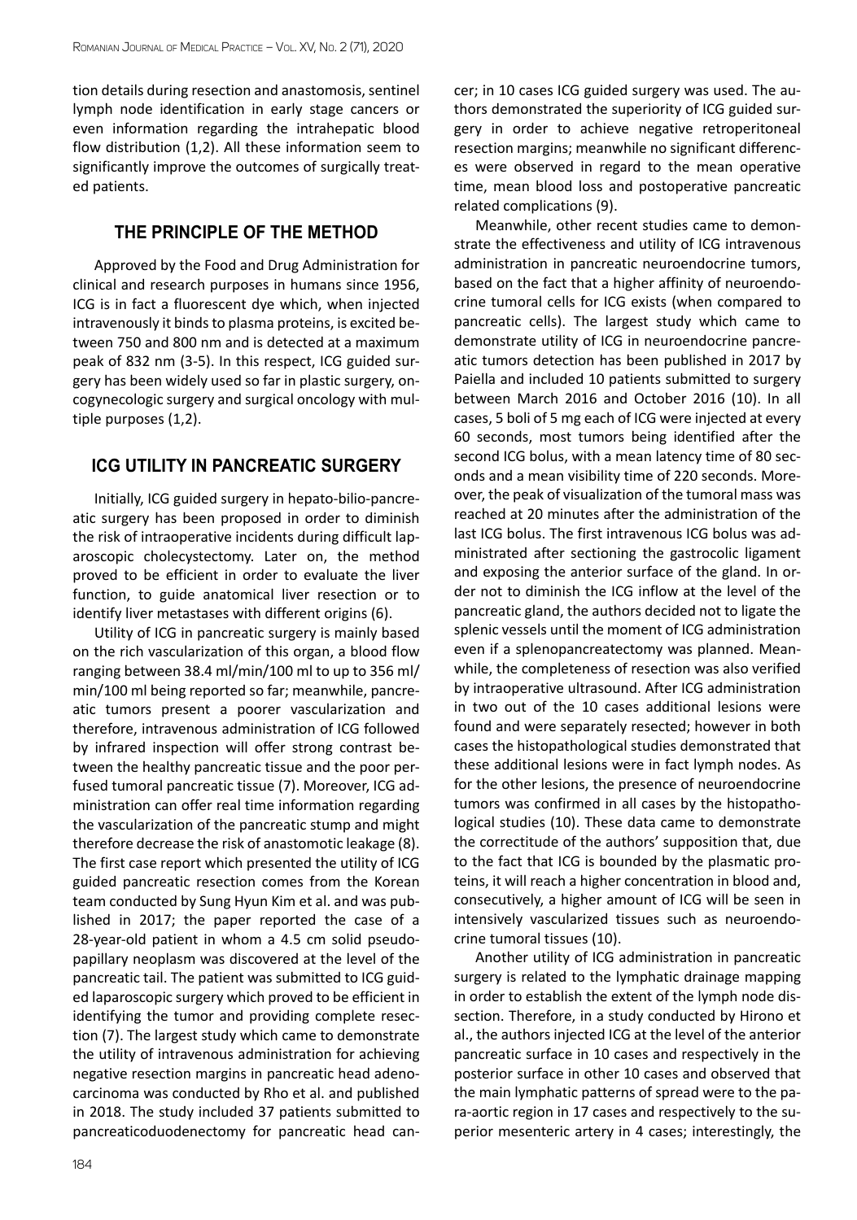tion details during resection and anastomosis, sentinel lymph node identification in early stage cancers or even information regarding the intrahepatic blood flow distribution (1,2). All these information seem to significantly improve the outcomes of surgically treated patients.

## THE PRINCIPLE OF THE METHOD

Approved by the Food and Drug Administration for clinical and research purposes in humans since 1956, ICG is in fact a fluorescent dye which, when injected intravenously it binds to plasma proteins, is excited between 750 and 800 nm and is detected at a maximum peak of 832 nm (3-5). In this respect, ICG guided surgery has been widely used so far in plastic surgery, oncogynecologic surgery and surgical oncology with multiple purposes (1,2).

## ICG UTILITY IN PANCREATIC SURGERY

Initially, ICG guided surgery in hepato-bilio-pancreatic surgery has been proposed in order to diminish the risk of intraoperative incidents during difficult laparoscopic cholecystectomy. Later on, the method proved to be efficient in order to evaluate the liver function, to guide anatomical liver resection or to identify liver metastases with different origins (6).

Utility of ICG in pancreatic surgery is mainly based on the rich vascularization of this organ, a blood flow ranging between 38.4 ml/min/100 ml to up to 356 ml/min/100 ml being reported so far; meanwhile, pancreatic tumors present a poorer vascularization and therefore, intravenous administration of ICG followed by infrared inspection will offer strong contrast between the healthy pancreatic tissue and the poor perfused tumoral pancreatic tissue (7). Moreover, ICG administration can offer real time information regarding the vascularization of the pancreatic stump and might therefore decrease the risk of anastomotic leakage (8). The first case report which presented the utility of ICG guided pancreatic resection comes from the Korean team conducted by Sung Hyun Kim et al. and was published in 2017; the paper reported the case of a 28-year-old patient in whom a 4.5 cm solid pseudopapillary neoplasm was discovered at the level of the pancreatic tail. The patient was submitted to ICG guided laparoscopic surgery which proved to be efficient in identifying the tumor and providing complete resection (7). The largest study which came to demonstrate the utility of intravenous administration for achieving negative resection margins in pancreatic head adenocarcinoma was conducted by Rho et al. and published in 2018. The study included 37 patients submitted to pancreaticoduodenectomy for pancreatic head cancer; in 10 cases ICG guided surgery was used. The authors demonstrated the superiority of ICG guided surgery in order to achieve negative retroperitoneal resection margins; meanwhile no significant differences were observed in regard to the mean operative time, mean blood loss and postoperative pancreatic related complications (9).

Meanwhile, other recent studies came to demonstrate the effectiveness and utility of ICG intravenous administration in pancreatic neuroendocrine tumors, based on the fact that a higher affinity of neuroendocrine tumoral cells for ICG exists (when compared to pancreatic cells). The largest study which came to demonstrate utility of ICG in neuroendocrine pancreatic tumors detection has been published in 2017 by Paiella and included 10 patients submitted to surgery between March 2016 and October 2016 (10). In all cases, 5 boli of 5 mg each of ICG were injected at every 60 seconds, most tumors being identified after the second ICG bolus, with a mean latency time of 80 seconds and a mean visibility time of 220 seconds. Moreover, the peak of visualization of the tumoral mass was reached at 20 minutes after the administration of the last ICG bolus. The first intravenous ICG bolus was administrated after sectioning the gastrocolic ligament and exposing the anterior surface of the gland. In order not to diminish the ICG inflow at the level of the pancreatic gland, the authors decided not to ligate the splenic vessels until the moment of ICG administration even if a splenopancreatectomy was planned. Meanwhile, the completeness of resection was also verified by intraoperative ultrasound. After ICG administration in two out of the 10 cases additional lesions were found and were separately resected; however in both cases the histopathological studies demonstrated that these additional lesions were in fact lymph nodes. As for the other lesions, the presence of neuroendocrine tumors was confirmed in all cases by the histopathological studies (10). These data came to demonstrate the correctitude of the authors' supposition that, due to the fact that ICG is bounded by the plasmatic proteins, it will reach a higher concentration in blood and, consecutively, a higher amount of ICG will be seen in intensively vascularized tissues such as neuroendocrine tumoral tissues (10).

Another utility of ICG administration in pancreatic surgery is related to the lymphatic drainage mapping in order to establish the extent of the lymph node dissection. Therefore, in a study conducted by Hirono et al., the authors injected ICG at the level of the anterior pancreatic surface in 10 cases and respectively in the posterior surface in other 10 cases and observed that the main lymphatic patterns of spread were to the para-aortic region in 17 cases and respectively to the superior mesenteric artery in 4 cases; interestingly, the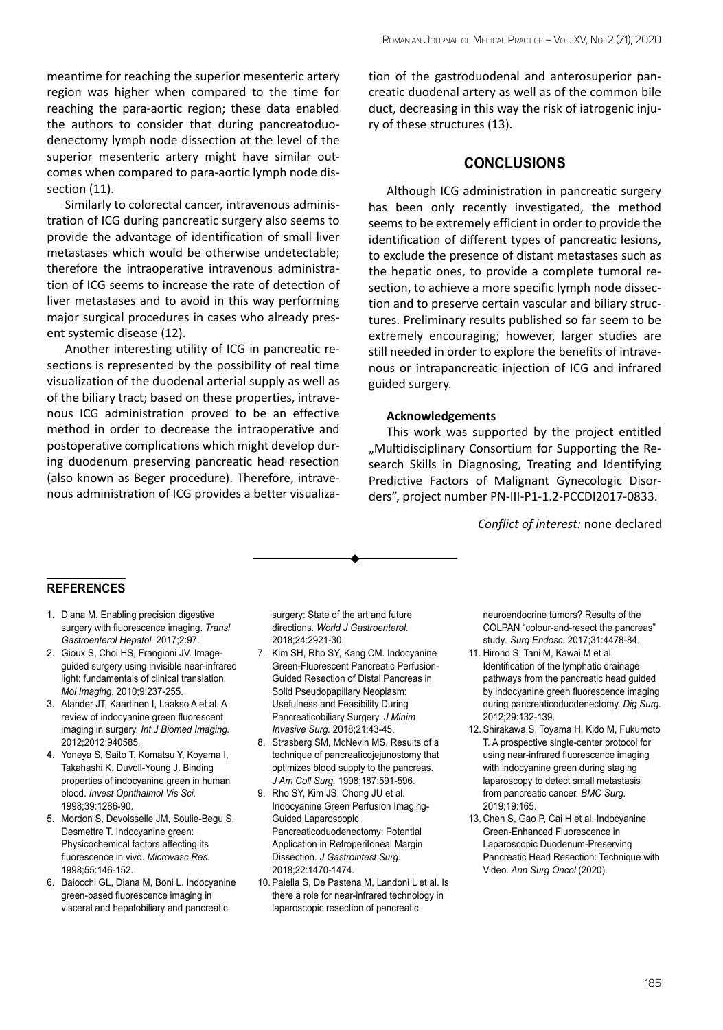meantime for reaching the superior mesenteric artery region was higher when compared to the time for reaching the para-aortic region; these data enabled the authors to consider that during pancreatoduodenectomy lymph node dissection at the level of the superior mesenteric artery might have similar outcomes when compared to para-aortic lymph node dissection (11).

Similarly to colorectal cancer, intravenous administration of ICG during pancreatic surgery also seems to provide the advantage of identification of small liver metastases which would be otherwise undetectable; therefore the intraoperative intravenous administration of ICG seems to increase the rate of detection of liver metastases and to avoid in this way performing major surgical procedures in cases who already present systemic disease (12).

Another interesting utility of ICG in pancreatic resections is represented by the possibility of real time visualization of the duodenal arterial supply as well as of the biliary tract; based on these properties, intravenous ICG administration proved to be an effective method in order to decrease the intraoperative and postoperative complications which might develop during duodenum preserving pancreatic head resection (also known as Beger procedure). Therefore, intravenous administration of ICG provides a better visualization of the gastroduodenal and anterosuperior pancreatic duodenal artery as well as of the common bile duct, decreasing in this way the risk of iatrogenic injury of these structures (13).

## CONCLUSIONS

Although ICG administration in pancreatic surgery has been only recently investigated, the method seems to be extremely efficient in order to provide the identification of different types of pancreatic lesions, to exclude the presence of distant metastases such as the hepatic ones, to provide a complete tumoral resection, to achieve a more specific lymph node dissection and to preserve certain vascular and biliary structures. Preliminary results published so far seem to be extremely encouraging; however, larger studies are still needed in order to explore the benefits of intravenous or intrapancreatic injection of ICG and infrared guided surgery.

**Acknowledgements**

This work was supported by the project entitled „Multidisciplinary Consortium for Supporting the Research Skills in Diagnosing, Treating and Identifying Predictive Factors of Malignant Gynecologic Disorders", project number PN-III-P1-1.2-PCCDI2017-0833.

*Conflict of interest:* none declared

## REFERENCES

1. Diana M. Enabling precision digestive surgery with fluorescence imaging. *Transl Gastroenterol Hepatol.* 2017;2:97.
2. Gioux S, Choi HS, Frangioni JV. Image-guided surgery using invisible near-infrared light: fundamentals of clinical translation. *Mol Imaging.* 2010;9:237-255.
3. Alander JT, Kaartinen I, Laakso A et al. A review of indocyanine green fluorescent imaging in surgery. *Int J Biomed Imaging.* 2012;2012:940585.
4. Yoneya S, Saito T, Komatsu Y, Koyama I, Takahashi K, Duvoll-Young J. Binding properties of indocyanine green in human blood. *Invest Ophthalmol Vis Sci.* 1998;39:1286-90.
5. Mordon S, Devoisselle JM, Soulie-Begu S, Desmettre T. Indocyanine green: Physicochemical factors affecting its fluorescence in vivo. *Microvasc Res.* 1998;55:146-152.
6. Baiocchi GL, Diana M, Boni L. Indocyanine green-based fluorescence imaging in visceral and hepatobiliary and pancreatic surgery: State of the art and future directions. *World J Gastroenterol.* 2018;24:2921-30.
7. Kim SH, Rho SY, Kang CM. Indocyanine Green-Fluorescent Pancreatic Perfusion-Guided Resection of Distal Pancreas in Solid Pseudopapillary Neoplasm: Usefulness and Feasibility During Pancreaticobiliary Surgery. *J Minim Invasive Surg.* 2018;21:43-45.
8. Strasberg SM, McNevin MS. Results of a technique of pancreaticojejunostomy that optimizes blood supply to the pancreas. *J Am Coll Surg.* 1998;187:591-596.
9. Rho SY, Kim JS, Chong JU et al. Indocyanine Green Perfusion Imaging-Guided Laparoscopic Pancreaticoduodenectomy: Potential Application in Retroperitoneal Margin Dissection. *J Gastrointest Surg.* 2018;22:1470-1474.
10. Paiella S, De Pastena M, Landoni L et al. Is there a role for near-infrared technology in laparoscopic resection of pancreatic neuroendocrine tumors? Results of the COLPAN "colour-and-resect the pancreas" study. *Surg Endosc.* 2017;31:4478-84.
11. Hirono S, Tani M, Kawai M et al. Identification of the lymphatic drainage pathways from the pancreatic head guided by indocyanine green fluorescence imaging during pancreaticoduodenectomy. *Dig Surg.* 2012;29:132-139.
12. Shirakawa S, Toyama H, Kido M, Fukumoto T. A prospective single-center protocol for using near-infrared fluorescence imaging with indocyanine green during staging laparoscopy to detect small metastasis from pancreatic cancer. *BMC Surg.* 2019;19:165.
13. Chen S, Gao P, Cai H et al. Indocyanine Green-Enhanced Fluorescence in Laparoscopic Duodenum-Preserving Pancreatic Head Resection: Technique with Video. *Ann Surg Oncol* (2020).